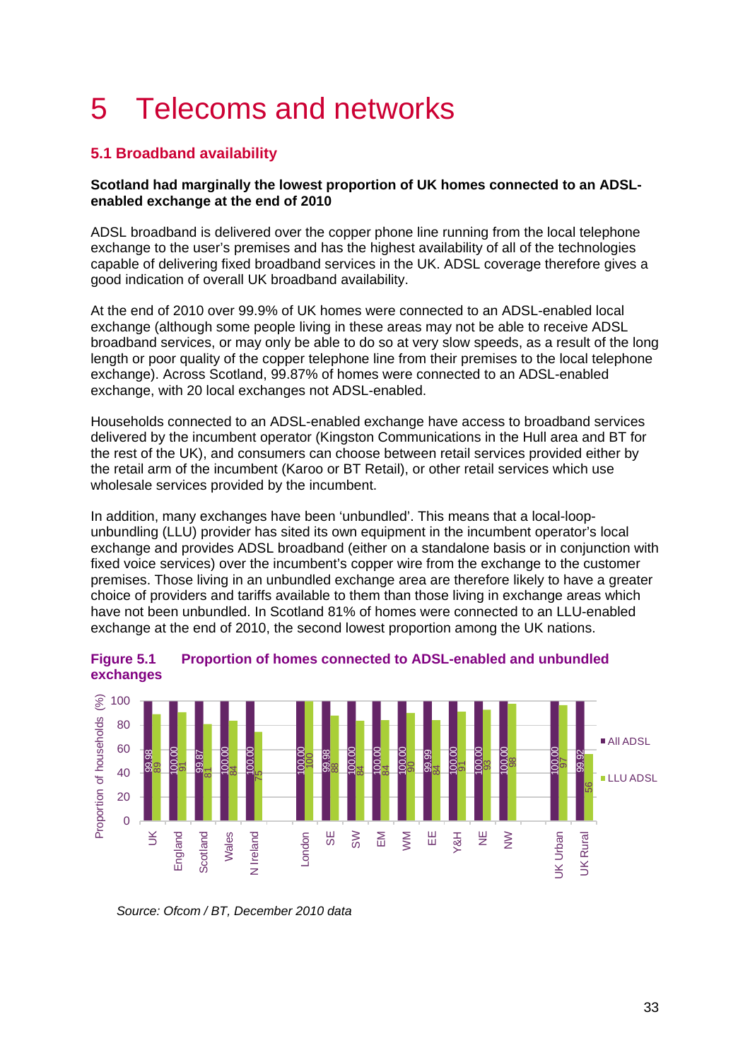# 5 Telecoms and networks

## 5.1 Broadband availability

**Scotland had marginally the lowest proportion of UK homes connected to an ADSL-enabled exchange at the end of 2010**

ADSL broadband is delivered over the copper phone line running from the local telephone exchange to the user's premises and has the highest availability of all of the technologies capable of delivering fixed broadband services in the UK. ADSL coverage therefore gives a good indication of overall UK broadband availability.

At the end of 2010 over 99.9% of UK homes were connected to an ADSL-enabled local exchange (although some people living in these areas may not be able to receive ADSL broadband services, or may only be able to do so at very slow speeds, as a result of the long length or poor quality of the copper telephone line from their premises to the local telephone exchange). Across Scotland, 99.87% of homes were connected to an ADSL-enabled exchange, with 20 local exchanges not ADSL-enabled.

Households connected to an ADSL-enabled exchange have access to broadband services delivered by the incumbent operator (Kingston Communications in the Hull area and BT for the rest of the UK), and consumers can choose between retail services provided either by the retail arm of the incumbent (Karoo or BT Retail), or other retail services which use wholesale services provided by the incumbent.

In addition, many exchanges have been 'unbundled'. This means that a local-loop-unbundling (LLU) provider has sited its own equipment in the incumbent operator's local exchange and provides ADSL broadband (either on a standalone basis or in conjunction with fixed voice services) over the incumbent's copper wire from the exchange to the customer premises. Those living in an unbundled exchange area are therefore likely to have a greater choice of providers and tariffs available to them than those living in exchange areas which have not been unbundled. In Scotland 81% of homes were connected to an LLU-enabled exchange at the end of 2010, the second lowest proportion among the UK nations.

**Figure 5.1 Proportion of homes connected to ADSL-enabled and unbundled exchanges**

Proportion of households (%)

| | All ADSL | LLU ADSL |
|---|---|---|
| UK | 99.98 | 89 |
| England | 100.00 | 91 |
| Scotland | 99.87 | 81 |
| Wales | 100.00 | 84 |
| N Ireland | 100.00 | 75 |
| London | 100.00 | 100 |
| SE | 99.98 | 88 |
| SW | 100.00 | 84 |
| EM | 100.00 | 84 |
| WM | 100.00 | 90 |
| EE | 99.99 | 84 |
| Y&H | 100.00 | 91 |
| NE | 100.00 | 93 |
| NW | 100.00 | 98 |
| UK Urban | 100.00 | 97 |
| UK Rural | 99.92 | 56 |

*Source: Ofcom / BT, December 2010 data*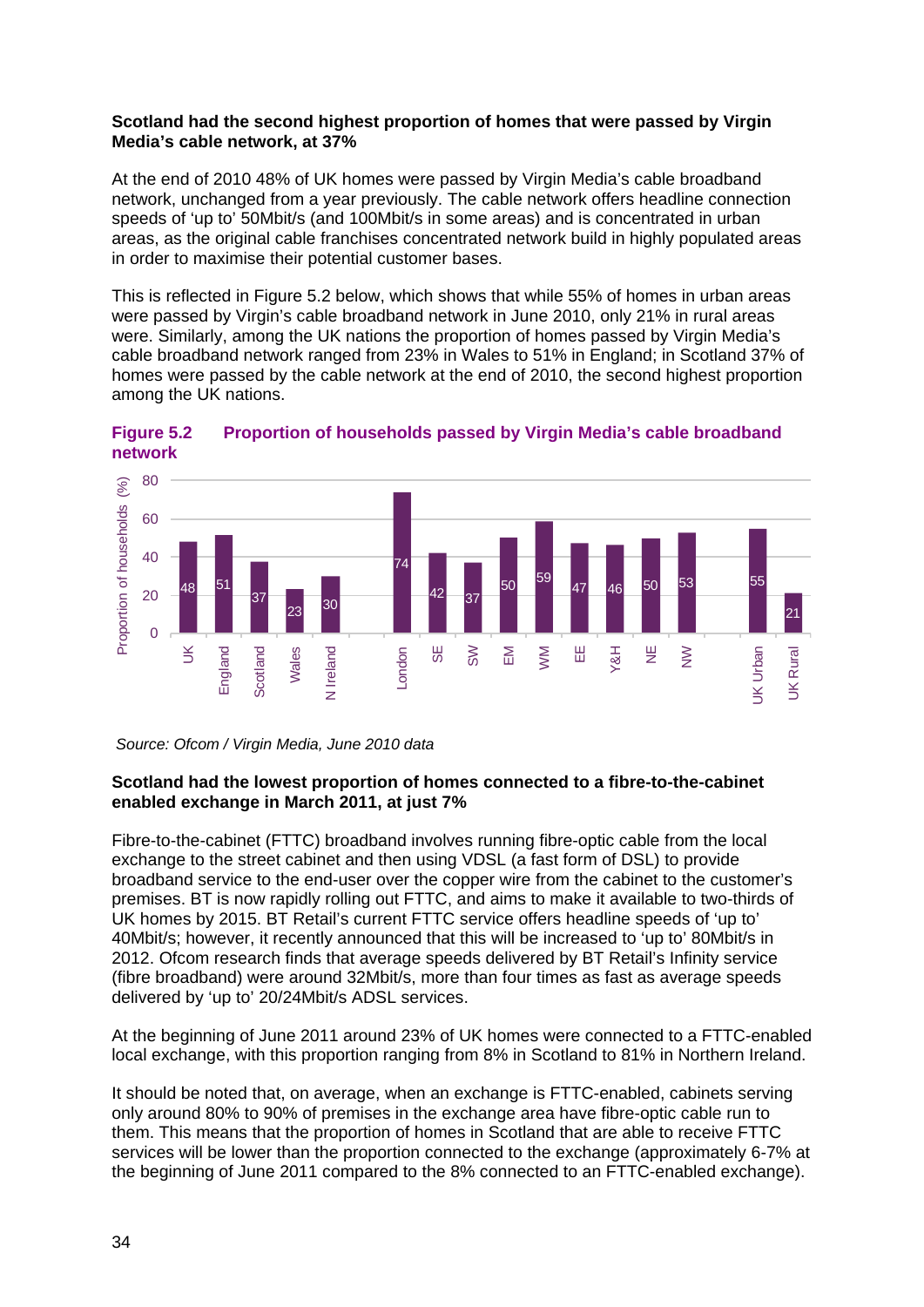**Scotland had the second highest proportion of homes that were passed by Virgin Media's cable network, at 37%**

At the end of 2010 48% of UK homes were passed by Virgin Media's cable broadband network, unchanged from a year previously. The cable network offers headline connection speeds of 'up to' 50Mbit/s (and 100Mbit/s in some areas) and is concentrated in urban areas, as the original cable franchises concentrated network build in highly populated areas in order to maximise their potential customer bases.

This is reflected in Figure 5.2 below, which shows that while 55% of homes in urban areas were passed by Virgin's cable broadband network in June 2010, only 21% in rural areas were. Similarly, among the UK nations the proportion of homes passed by Virgin Media's cable broadband network ranged from 23% in Wales to 51% in England; in Scotland 37% of homes were passed by the cable network at the end of 2010, the second highest proportion among the UK nations.

**Figure 5.2 Proportion of households passed by Virgin Media's cable broadband network**

| Area | Proportion of households (%) |
|---|---|
| UK | 48 |
| England | 51 |
| Scotland | 37 |
| Wales | 23 |
| N Ireland | 30 |
| London | 74 |
| SE | 42 |
| SW | 37 |
| EM | 50 |
| WM | 59 |
| EE | 47 |
| Y&H | 46 |
| NE | 50 |
| NW | 53 |
| UK Urban | 55 |
| UK Rural | 21 |

*Source: Ofcom / Virgin Media, June 2010 data*

**Scotland had the lowest proportion of homes connected to a fibre-to-the-cabinet enabled exchange in March 2011, at just 7%**

Fibre-to-the-cabinet (FTTC) broadband involves running fibre-optic cable from the local exchange to the street cabinet and then using VDSL (a fast form of DSL) to provide broadband service to the end-user over the copper wire from the cabinet to the customer's premises. BT is now rapidly rolling out FTTC, and aims to make it available to two-thirds of UK homes by 2015. BT Retail's current FTTC service offers headline speeds of 'up to' 40Mbit/s; however, it recently announced that this will be increased to 'up to' 80Mbit/s in 2012. Ofcom research finds that average speeds delivered by BT Retail's Infinity service (fibre broadband) were around 32Mbit/s, more than four times as fast as average speeds delivered by 'up to' 20/24Mbit/s ADSL services.

At the beginning of June 2011 around 23% of UK homes were connected to a FTTC-enabled local exchange, with this proportion ranging from 8% in Scotland to 81% in Northern Ireland.

It should be noted that, on average, when an exchange is FTTC-enabled, cabinets serving only around 80% to 90% of premises in the exchange area have fibre-optic cable run to them. This means that the proportion of homes in Scotland that are able to receive FTTC services will be lower than the proportion connected to the exchange (approximately 6-7% at the beginning of June 2011 compared to the 8% connected to an FTTC-enabled exchange).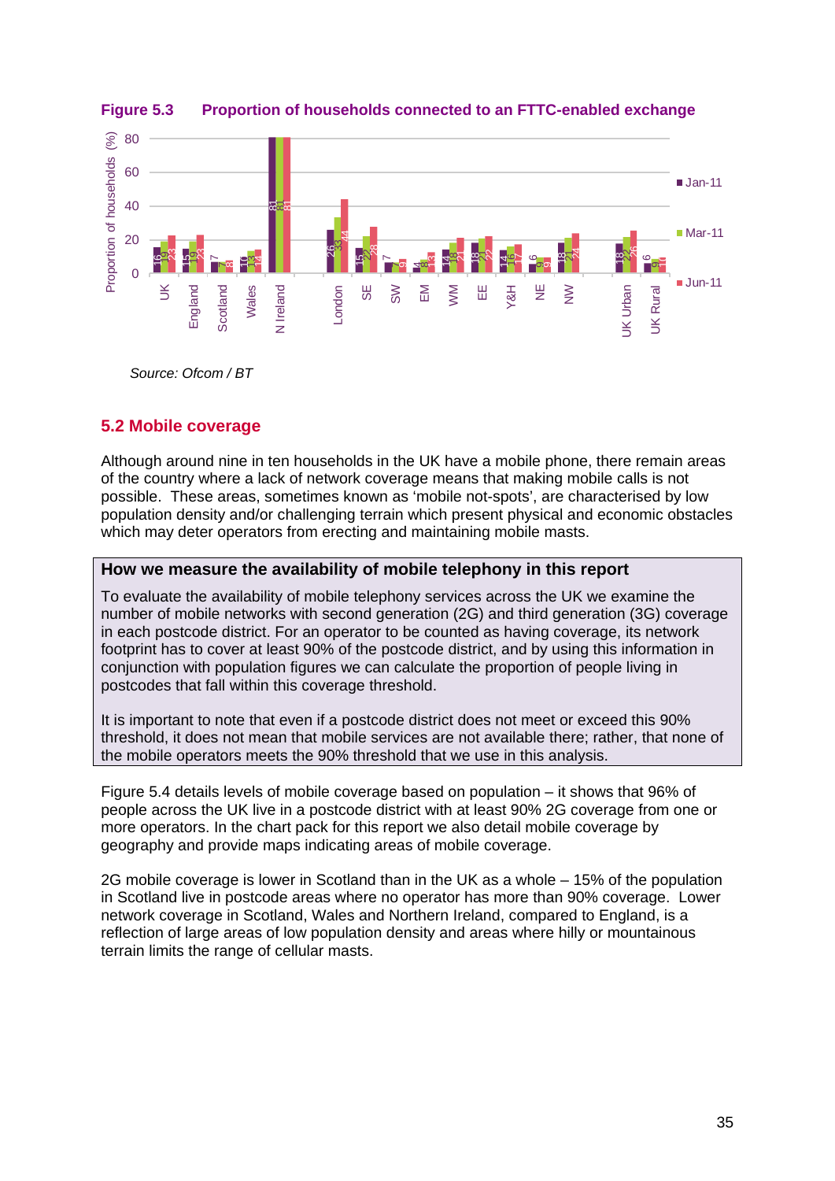**Figure 5.3 Proportion of households connected to an FTTC-enabled exchange**

| | Jan-11 | Mar-11 | Jun-11 |
|---|---|---|---|
| UK | 16 | 19 | 23 |
| England | 15 | 19 | 23 |
| Scotland | 7 | 6 | 8 |
| Wales | 10 | 13 | 14 |
| N Ireland | 81 | 81 | 81 |
| London | 26 | 33 | 44 |
| SE | 15 | 22 | 28 |
| SW | 7 | 6 | 9 |
| EM | 4 | 8 | 13 |
| WM | 14 | 18 | 21 |
| EE | 18 | 21 | 22 |
| Y&H | 14 | 16 | 17 |
| NE | 6 | 9 | 9 |
| NW | 18 | 21 | 24 |
| UK Urban | 18 | 22 | 26 |
| UK Rural | 6 | 9 | 10 |

Proportion of households (%)

*Source: Ofcom / BT*

## 5.2 Mobile coverage

Although around nine in ten households in the UK have a mobile phone, there remain areas of the country where a lack of network coverage means that making mobile calls is not possible. These areas, sometimes known as 'mobile not-spots', are characterised by low population density and/or challenging terrain which present physical and economic obstacles which may deter operators from erecting and maintaining mobile masts.

**How we measure the availability of mobile telephony in this report**

To evaluate the availability of mobile telephony services across the UK we examine the number of mobile networks with second generation (2G) and third generation (3G) coverage in each postcode district. For an operator to be counted as having coverage, its network footprint has to cover at least 90% of the postcode district, and by using this information in conjunction with population figures we can calculate the proportion of people living in postcodes that fall within this coverage threshold.

It is important to note that even if a postcode district does not meet or exceed this 90% threshold, it does not mean that mobile services are not available there; rather, that none of the mobile operators meets the 90% threshold that we use in this analysis.

Figure 5.4 details levels of mobile coverage based on population – it shows that 96% of people across the UK live in a postcode district with at least 90% 2G coverage from one or more operators. In the chart pack for this report we also detail mobile coverage by geography and provide maps indicating areas of mobile coverage.

2G mobile coverage is lower in Scotland than in the UK as a whole – 15% of the population in Scotland live in postcode areas where no operator has more than 90% coverage. Lower network coverage in Scotland, Wales and Northern Ireland, compared to England, is a reflection of large areas of low population density and areas where hilly or mountainous terrain limits the range of cellular masts.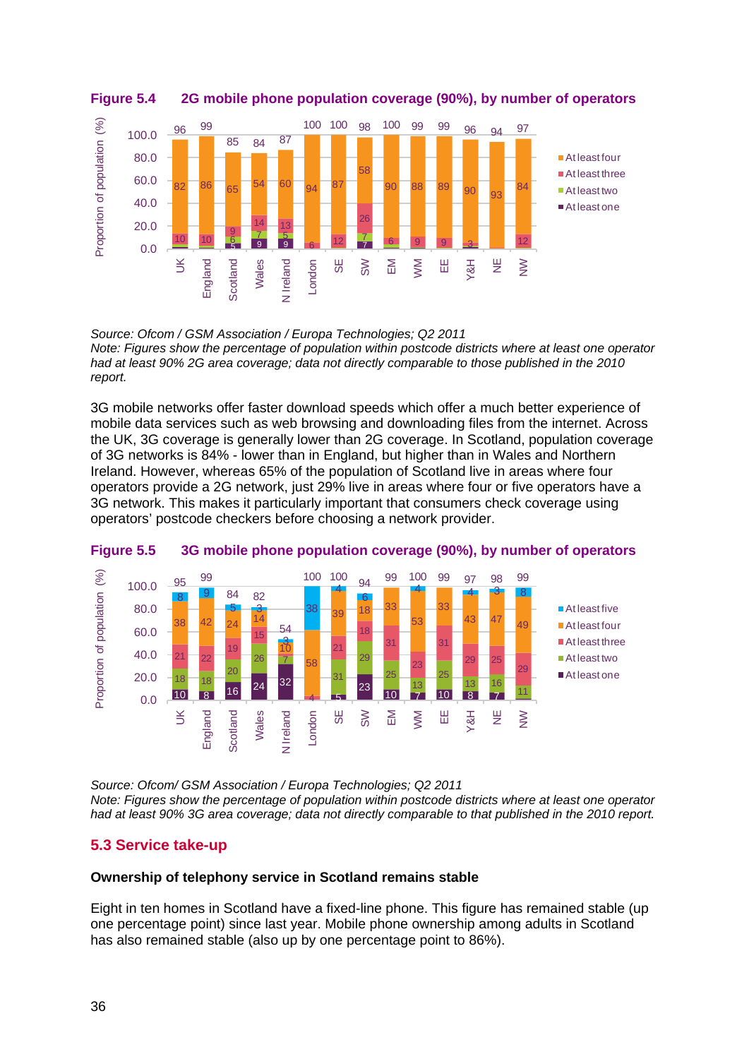**Figure 5.4 2G mobile phone population coverage (90%), by number of operators**

| | UK | England | Scotland | Wales | N Ireland | London | SE | SW | EM | WM | EE | Y&H | NE | NW |
|---|---|---|---|---|---|---|---|---|---|---|---|---|---|---|
| Total | 96 | 99 | 85 | 84 | 87 | 100 | 100 | 98 | 100 | 99 | 99 | 96 | 94 | 97 |
| At least four | 82 | 86 | 65 | 54 | 60 | 94 | 87 | 58 | 90 | 88 | 89 | 90 | 93 | 84 |
| At least three | 10 | 10 | 9 | 14 | 13 | 6 | 12 | 26 | 6 | 9 | 9 | 3 | | 12 |
| At least two | | | 6 | 7 | 5 | | | 7 | | | | | | |
| At least one | | | 5 | 9 | 9 | | | 7 | | | | | | |

Source: Ofcom / GSM Association / Europa Technologies; Q2 2011

*Note: Figures show the percentage of population within postcode districts where at least one operator had at least 90% 2G area coverage; data not directly comparable to those published in the 2010 report.*

3G mobile networks offer faster download speeds which offer a much better experience of mobile data services such as web browsing and downloading files from the internet. Across the UK, 3G coverage is generally lower than 2G coverage. In Scotland, population coverage of 3G networks is 84% - lower than in England, but higher than in Wales and Northern Ireland. However, whereas 65% of the population of Scotland live in areas where four operators provide a 2G network, just 29% live in areas where four or five operators have a 3G network. This makes it particularly important that consumers check coverage using operators' postcode checkers before choosing a network provider.

**Figure 5.5 3G mobile phone population coverage (90%), by number of operators**

| | UK | England | Scotland | Wales | N Ireland | London | SE | SW | EM | WM | EE | Y&H | NE | NW |
|---|---|---|---|---|---|---|---|---|---|---|---|---|---|---|
| Total | 95 | 99 | 84 | 82 | 54 | 100 | 100 | 94 | 99 | 100 | 99 | 97 | 98 | 99 |
| At least five | 8 | 9 | 5 | 3 | 3 | 38 | 4 | 6 | | 4 | | 4 | 3 | 8 |
| At least four | 38 | 42 | 24 | 14 | 10 | 58 | 39 | 18 | 33 | 53 | 33 | 43 | 47 | 49 |
| At least three | 21 | 22 | 19 | 15 | 7 | 4 | 21 | 18 | 31 | 23 | 31 | 29 | 25 | 29 |
| At least two | 18 | 18 | 20 | 26 | | | 31 | 29 | 25 | 13 | 25 | 13 | 16 | 11 |
| At least one | 10 | 8 | 16 | 24 | 32 | | 5 | 23 | 10 | 7 | 10 | 8 | 7 | |

Source: Ofcom/ GSM Association / Europa Technologies; Q2 2011

*Note: Figures show the percentage of population within postcode districts where at least one operator had at least 90% 3G area coverage; data not directly comparable to that published in the 2010 report.*

## 5.3 Service take-up

**Ownership of telephony service in Scotland remains stable**

Eight in ten homes in Scotland have a fixed-line phone. This figure has remained stable (up one percentage point) since last year. Mobile phone ownership among adults in Scotland has also remained stable (also up by one percentage point to 86%).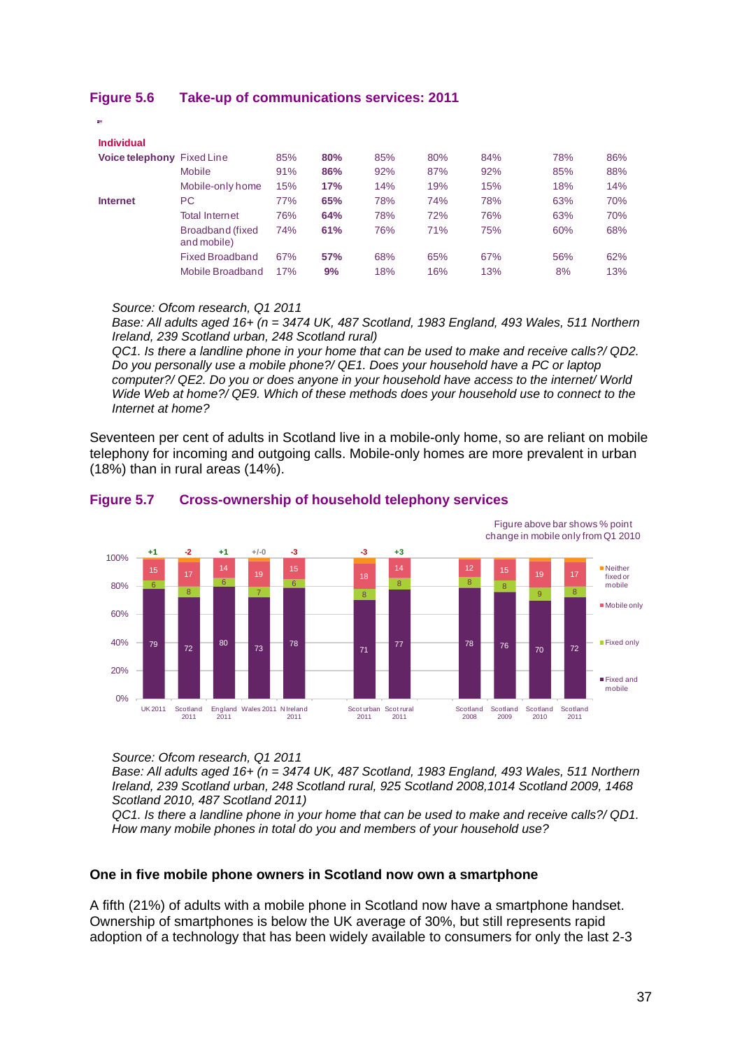## Figure 5.6 Take-up of communications services: 2011

| | | | | | | | | |
|---|---|---|---|---|---|---|---|---|
| **Individual** | | | | | | | | |
| **Voice telephony** | Fixed Line | 85% | **80%** | 85% | 80% | 84% | 78% | 86% |
| | Mobile | 91% | **86%** | 92% | 87% | 92% | 85% | 88% |
| | Mobile-only home | 15% | **17%** | 14% | 19% | 15% | 18% | 14% |
| **Internet** | PC | 77% | **65%** | 78% | 74% | 78% | 63% | 70% |
| | Total Internet | 76% | **64%** | 78% | 72% | 76% | 63% | 70% |
| | Broadband (fixed and mobile) | 74% | **61%** | 76% | 71% | 75% | 60% | 68% |
| | Fixed Broadband | 67% | **57%** | 68% | 65% | 67% | 56% | 62% |
| | Mobile Broadband | 17% | **9%** | 18% | 16% | 13% | 8% | 13% |

*Source: Ofcom research, Q1 2011*
*Base: All adults aged 16+ (n = 3474 UK, 487 Scotland, 1983 England, 493 Wales, 511 Northern Ireland, 239 Scotland urban, 248 Scotland rural)*
*QC1. Is there a landline phone in your home that can be used to make and receive calls?/ QD2. Do you personally use a mobile phone?/ QE1. Does your household have a PC or laptop computer?/ QE2. Do you or does anyone in your household have access to the internet/ World Wide Web at home?/ QE9. Which of these methods does your household use to connect to the Internet at home?*

Seventeen per cent of adults in Scotland live in a mobile-only home, so are reliant on mobile telephony for incoming and outgoing calls. Mobile-only homes are more prevalent in urban (18%) than in rural areas (14%).

## Figure 5.7 Cross-ownership of household telephony services

Figure above bar shows % point change in mobile only from Q1 2010

| | UK 2011 | Scotland 2011 | England 2011 | Wales 2011 | N Ireland 2011 | Scot urban 2011 | Scot rural 2011 | Scotland 2008 | Scotland 2009 | Scotland 2010 | Scotland 2011 |
|---|---|---|---|---|---|---|---|---|---|---|---|
| Change in mobile only | +1 | -2 | +1 | +/-0 | -3 | -3 | +3 | | | | |
| Mobile only | 15 | 17 | 14 | 19 | 15 | 18 | 14 | 12 | 15 | 19 | 17 |
| Fixed only | 6 | 8 | 6 | 7 | 6 | 8 | 8 | 8 | 8 | 9 | 8 |
| Fixed and mobile | 79 | 72 | 80 | 73 | 78 | 71 | 77 | 78 | 76 | 70 | 72 |

Legend: Neither fixed or mobile; Mobile only; Fixed only; Fixed and mobile

*Source: Ofcom research, Q1 2011*
*Base: All adults aged 16+ (n = 3474 UK, 487 Scotland, 1983 England, 493 Wales, 511 Northern Ireland, 239 Scotland urban, 248 Scotland rural, 925 Scotland 2008,1014 Scotland 2009, 1468 Scotland 2010, 487 Scotland 2011)*
*QC1. Is there a landline phone in your home that can be used to make and receive calls?/ QD1. How many mobile phones in total do you and members of your household use?*

**One in five mobile phone owners in Scotland now own a smartphone**

A fifth (21%) of adults with a mobile phone in Scotland now have a smartphone handset. Ownership of smartphones is below the UK average of 30%, but still represents rapid adoption of a technology that has been widely available to consumers for only the last 2-3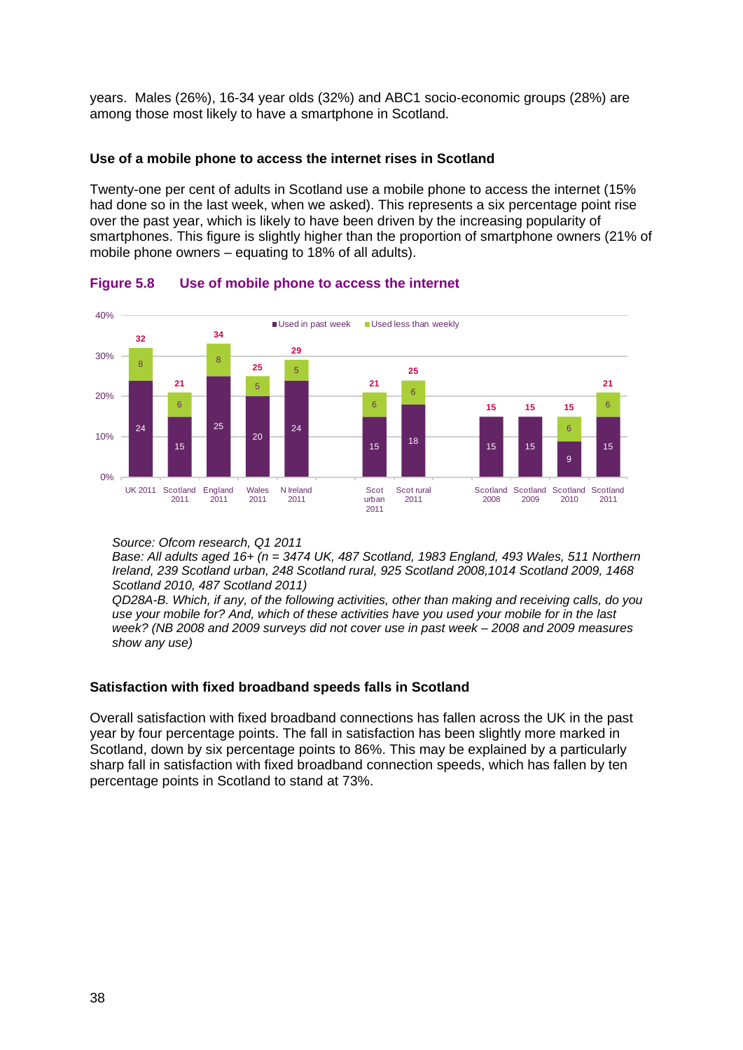years. Males (26%), 16-34 year olds (32%) and ABC1 socio-economic groups (28%) are among those most likely to have a smartphone in Scotland.

### Use of a mobile phone to access the internet rises in Scotland

Twenty-one per cent of adults in Scotland use a mobile phone to access the internet (15% had done so in the last week, when we asked). This represents a six percentage point rise over the past year, which is likely to have been driven by the increasing popularity of smartphones. This figure is slightly higher than the proportion of smartphone owners (21% of mobile phone owners – equating to 18% of all adults).

**Figure 5.8 Use of mobile phone to access the internet**

| | Used in past week | Used less than weekly | Total |
|---|---|---|---|
| UK 2011 | 24 | 8 | 32 |
| Scotland 2011 | 15 | 6 | 21 |
| England 2011 | 25 | 8 | 34 |
| Wales 2011 | 20 | 5 | 25 |
| N Ireland 2011 | 24 | 5 | 29 |
| Scot urban 2011 | 15 | 6 | 21 |
| Scot rural 2011 | 18 | 6 | 25 |
| Scotland 2008 | 15 | | 15 |
| Scotland 2009 | 15 | | 15 |
| Scotland 2010 | 9 | 6 | 15 |
| Scotland 2011 | 15 | 6 | 21 |

*Source: Ofcom research, Q1 2011*
*Base: All adults aged 16+ (n = 3474 UK, 487 Scotland, 1983 England, 493 Wales, 511 Northern Ireland, 239 Scotland urban, 248 Scotland rural, 925 Scotland 2008,1014 Scotland 2009, 1468 Scotland 2010, 487 Scotland 2011)*
*QD28A-B. Which, if any, of the following activities, other than making and receiving calls, do you use your mobile for? And, which of these activities have you used your mobile for in the last week? (NB 2008 and 2009 surveys did not cover use in past week – 2008 and 2009 measures show any use)*

### Satisfaction with fixed broadband speeds falls in Scotland

Overall satisfaction with fixed broadband connections has fallen across the UK in the past year by four percentage points. The fall in satisfaction has been slightly more marked in Scotland, down by six percentage points to 86%. This may be explained by a particularly sharp fall in satisfaction with fixed broadband connection speeds, which has fallen by ten percentage points in Scotland to stand at 73%.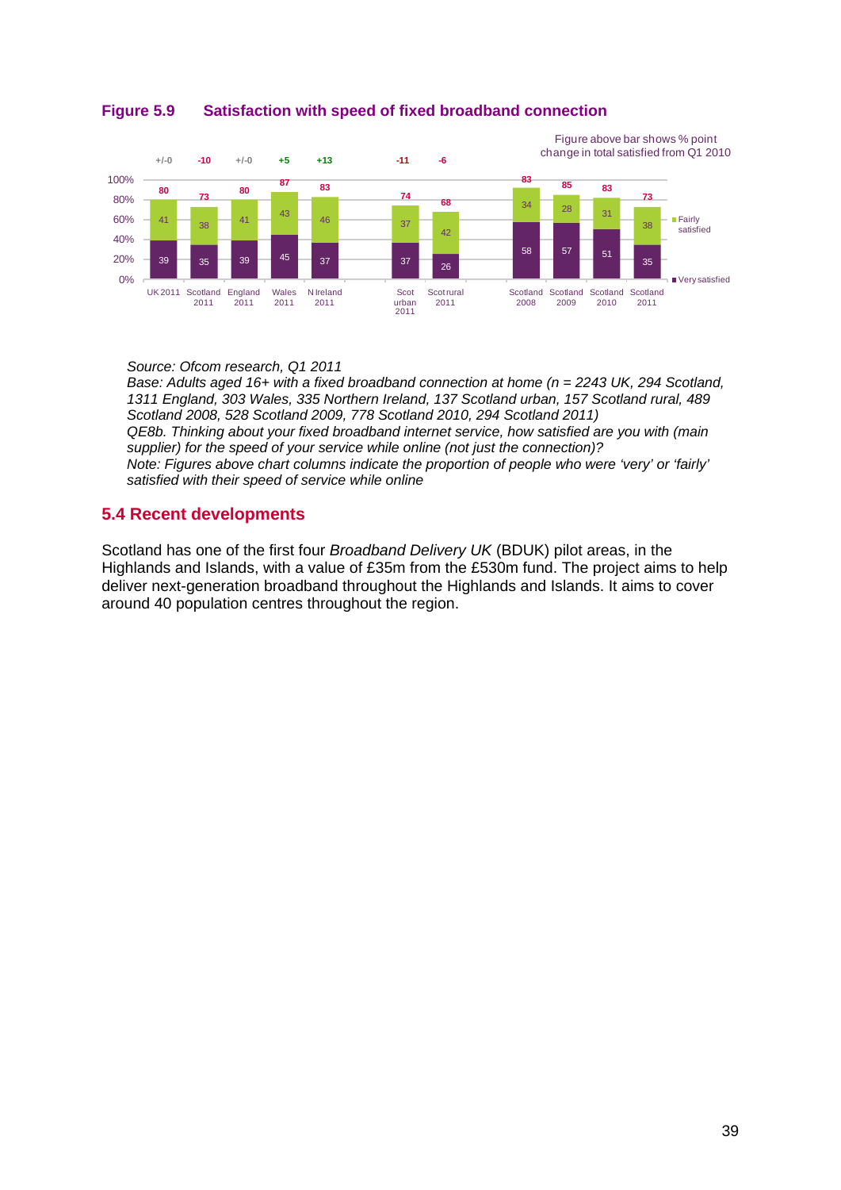**Figure 5.9 Satisfaction with speed of fixed broadband connection**

Figure above bar shows % point change in total satisfied from Q1 2010

+/-0 -10 +/-0 +5 +13 -11 -6

100%
80%
60%
40%
20%
0%

80 73 80 87 83 74 68 83 85 83 73

41 38 41 43 46 37 42 34 28 31 38

39 35 39 45 37 37 26 58 57 51 35

UK 2011, Scotland 2011, England 2011, Wales 2011, N Ireland 2011, Scot urban 2011, Scot rural 2011, Scotland 2008, Scotland 2009, Scotland 2010, Scotland 2011

Fairly satisfied

Very satisfied

*Source: Ofcom research, Q1 2011*
*Base: Adults aged 16+ with a fixed broadband connection at home (n = 2243 UK, 294 Scotland, 1311 England, 303 Wales, 335 Northern Ireland, 137 Scotland urban, 157 Scotland rural, 489 Scotland 2008, 528 Scotland 2009, 778 Scotland 2010, 294 Scotland 2011)*
*QE8b. Thinking about your fixed broadband internet service, how satisfied are you with (main supplier) for the speed of your service while online (not just the connection)?*
*Note: Figures above chart columns indicate the proportion of people who were 'very' or 'fairly' satisfied with their speed of service while online*

## 5.4 Recent developments

Scotland has one of the first four *Broadband Delivery UK* (BDUK) pilot areas, in the Highlands and Islands, with a value of £35m from the £530m fund. The project aims to help deliver next-generation broadband throughout the Highlands and Islands. It aims to cover around 40 population centres throughout the region.